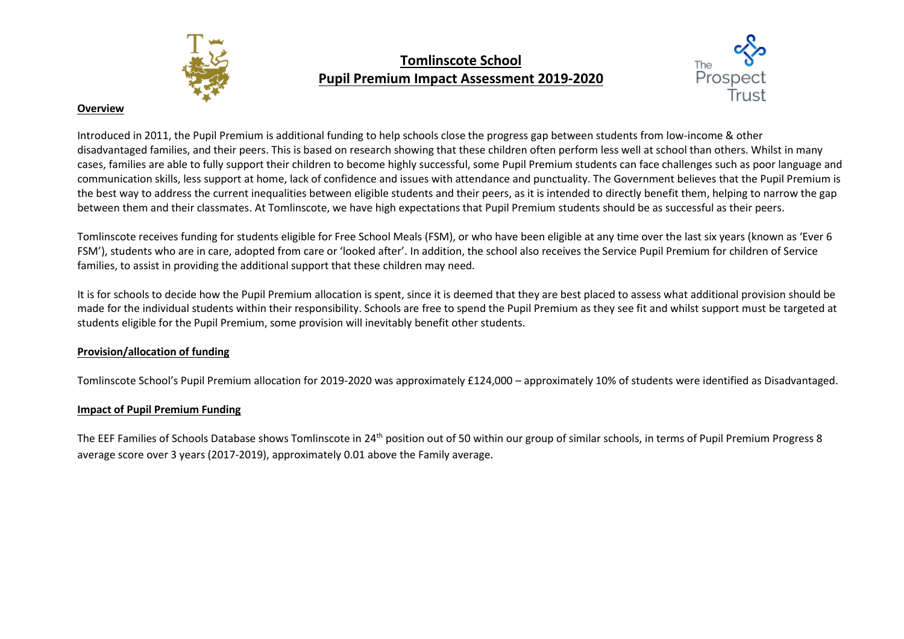# Tomlinscote School
## Pupil Premium Impact Assessment 2019-2020

The Prospect Trust

### Overview

Introduced in 2011, the Pupil Premium is additional funding to help schools close the progress gap between students from low-income & other disadvantaged families, and their peers. This is based on research showing that these children often perform less well at school than others. Whilst in many cases, families are able to fully support their children to become highly successful, some Pupil Premium students can face challenges such as poor language and communication skills, less support at home, lack of confidence and issues with attendance and punctuality. The Government believes that the Pupil Premium is the best way to address the current inequalities between eligible students and their peers, as it is intended to directly benefit them, helping to narrow the gap between them and their classmates. At Tomlinscote, we have high expectations that Pupil Premium students should be as successful as their peers.

Tomlinscote receives funding for students eligible for Free School Meals (FSM), or who have been eligible at any time over the last six years (known as 'Ever 6 FSM'), students who are in care, adopted from care or 'looked after'. In addition, the school also receives the Service Pupil Premium for children of Service families, to assist in providing the additional support that these children may need.

It is for schools to decide how the Pupil Premium allocation is spent, since it is deemed that they are best placed to assess what additional provision should be made for the individual students within their responsibility. Schools are free to spend the Pupil Premium as they see fit and whilst support must be targeted at students eligible for the Pupil Premium, some provision will inevitably benefit other students.

### Provision/allocation of funding

Tomlinscote School's Pupil Premium allocation for 2019-2020 was approximately £124,000 – approximately 10% of students were identified as Disadvantaged.

### Impact of Pupil Premium Funding

The EEF Families of Schools Database shows Tomlinscote in 24th position out of 50 within our group of similar schools, in terms of Pupil Premium Progress 8 average score over 3 years (2017-2019), approximately 0.01 above the Family average.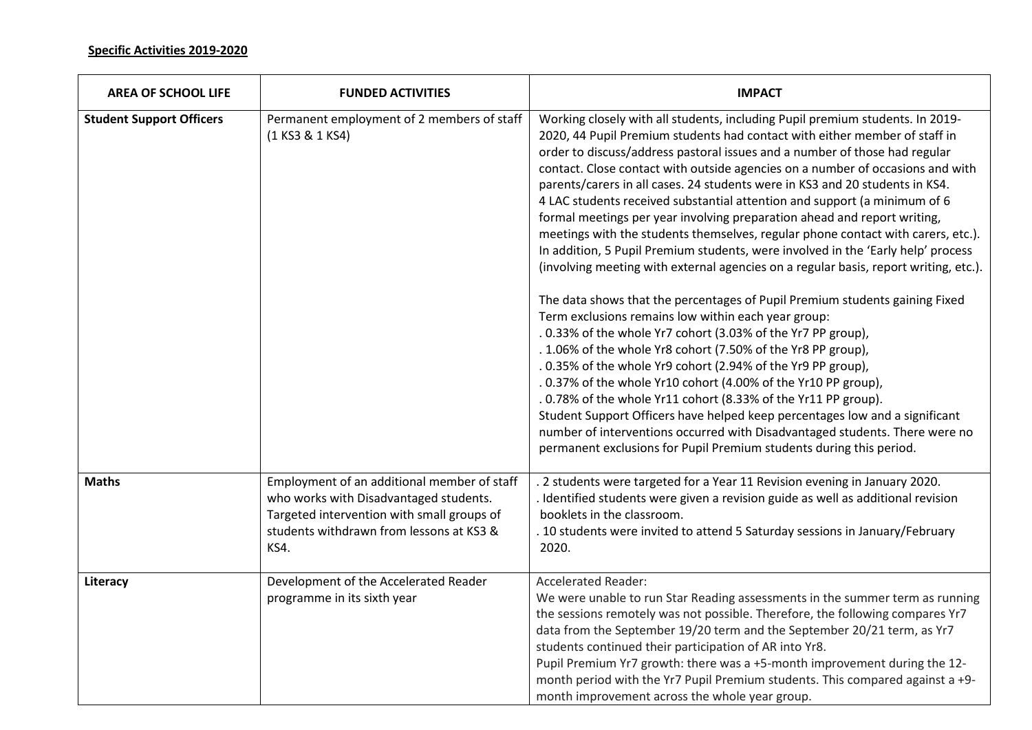**Specific Activities 2019-2020**

| AREA OF SCHOOL LIFE | FUNDED ACTIVITIES | IMPACT |
|---|---|---|
| **Student Support Officers** | Permanent employment of 2 members of staff (1 KS3 & 1 KS4) | Working closely with all students, including Pupil premium students. In 2019-2020, 44 Pupil Premium students had contact with either member of staff in order to discuss/address pastoral issues and a number of those had regular contact. Close contact with outside agencies on a number of occasions and with parents/carers in all cases. 24 students were in KS3 and 20 students in KS4.<br>4 LAC students received substantial attention and support (a minimum of 6 formal meetings per year involving preparation ahead and report writing, meetings with the students themselves, regular phone contact with carers, etc.). In addition, 5 Pupil Premium students, were involved in the 'Early help' process (involving meeting with external agencies on a regular basis, report writing, etc.).<br><br>The data shows that the percentages of Pupil Premium students gaining Fixed Term exclusions remains low within each year group:<br>. 0.33% of the whole Yr7 cohort (3.03% of the Yr7 PP group),<br>. 1.06% of the whole Yr8 cohort (7.50% of the Yr8 PP group),<br>. 0.35% of the whole Yr9 cohort (2.94% of the Yr9 PP group),<br>. 0.37% of the whole Yr10 cohort (4.00% of the Yr10 PP group),<br>. 0.78% of the whole Yr11 cohort (8.33% of the Yr11 PP group).<br>Student Support Officers have helped keep percentages low and a significant number of interventions occurred with Disadvantaged students. There were no permanent exclusions for Pupil Premium students during this period. |
| **Maths** | Employment of an additional member of staff who works with Disadvantaged students. Targeted intervention with small groups of students withdrawn from lessons at KS3 & KS4. | . 2 students were targeted for a Year 11 Revision evening in January 2020.<br>. Identified students were given a revision guide as well as additional revision booklets in the classroom.<br>. 10 students were invited to attend 5 Saturday sessions in January/February 2020. |
| **Literacy** | Development of the Accelerated Reader programme in its sixth year | Accelerated Reader:<br>We were unable to run Star Reading assessments in the summer term as running the sessions remotely was not possible. Therefore, the following compares Yr7 data from the September 19/20 term and the September 20/21 term, as Yr7 students continued their participation of AR into Yr8.<br>Pupil Premium Yr7 growth: there was a +5-month improvement during the 12-month period with the Yr7 Pupil Premium students. This compared against a +9-month improvement across the whole year group. |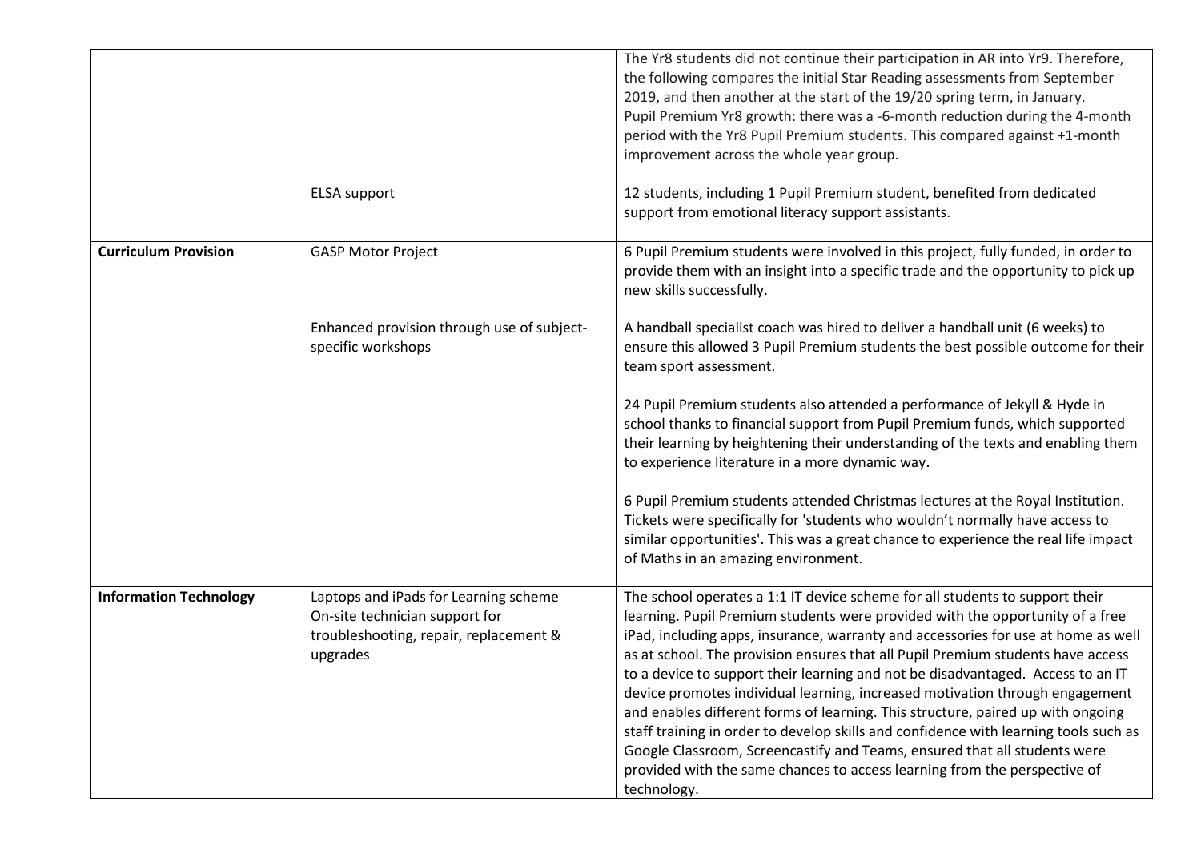| | | |
|---|---|---|
| | | The Yr8 students did not continue their participation in AR into Yr9. Therefore, the following compares the initial Star Reading assessments from September 2019, and then another at the start of the 19/20 spring term, in January.<br>Pupil Premium Yr8 growth: there was a -6-month reduction during the 4-month period with the Yr8 Pupil Premium students. This compared against +1-month improvement across the whole year group. |
| | ELSA support | 12 students, including 1 Pupil Premium student, benefited from dedicated support from emotional literacy support assistants. |
| **Curriculum Provision** | GASP Motor Project | 6 Pupil Premium students were involved in this project, fully funded, in order to provide them with an insight into a specific trade and the opportunity to pick up new skills successfully. |
| | Enhanced provision through use of subject-specific workshops | A handball specialist coach was hired to deliver a handball unit (6 weeks) to ensure this allowed 3 Pupil Premium students the best possible outcome for their team sport assessment.<br><br>24 Pupil Premium students also attended a performance of Jekyll & Hyde in school thanks to financial support from Pupil Premium funds, which supported their learning by heightening their understanding of the texts and enabling them to experience literature in a more dynamic way.<br><br>6 Pupil Premium students attended Christmas lectures at the Royal Institution. Tickets were specifically for 'students who wouldn't normally have access to similar opportunities'. This was a great chance to experience the real life impact of Maths in an amazing environment. |
| **Information Technology** | Laptops and iPads for Learning scheme<br>On-site technician support for troubleshooting, repair, replacement & upgrades | The school operates a 1:1 IT device scheme for all students to support their learning. Pupil Premium students were provided with the opportunity of a free iPad, including apps, insurance, warranty and accessories for use at home as well as at school. The provision ensures that all Pupil Premium students have access to a device to support their learning and not be disadvantaged. Access to an IT device promotes individual learning, increased motivation through engagement and enables different forms of learning. This structure, paired up with ongoing staff training in order to develop skills and confidence with learning tools such as Google Classroom, Screencastify and Teams, ensured that all students were provided with the same chances to access learning from the perspective of technology. |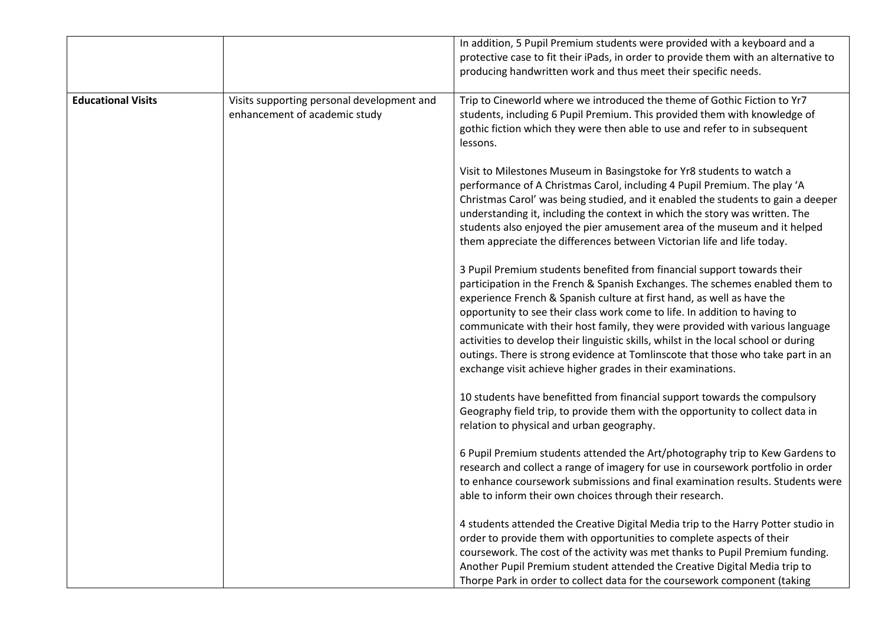| | | |
|---|---|---|
| | | In addition, 5 Pupil Premium students were provided with a keyboard and a protective case to fit their iPads, in order to provide them with an alternative to producing handwritten work and thus meet their specific needs. |
| **Educational Visits** | Visits supporting personal development and enhancement of academic study | Trip to Cineworld where we introduced the theme of Gothic Fiction to Yr7 students, including 6 Pupil Premium. This provided them with knowledge of gothic fiction which they were then able to use and refer to in subsequent lessons.<br><br>Visit to Milestones Museum in Basingstoke for Yr8 students to watch a performance of A Christmas Carol, including 4 Pupil Premium. The play 'A Christmas Carol' was being studied, and it enabled the students to gain a deeper understanding it, including the context in which the story was written. The students also enjoyed the pier amusement area of the museum and it helped them appreciate the differences between Victorian life and life today.<br><br>3 Pupil Premium students benefited from financial support towards their participation in the French & Spanish Exchanges. The schemes enabled them to experience French & Spanish culture at first hand, as well as have the opportunity to see their class work come to life. In addition to having to communicate with their host family, they were provided with various language activities to develop their linguistic skills, whilst in the local school or during outings. There is strong evidence at Tomlinscote that those who take part in an exchange visit achieve higher grades in their examinations.<br><br>10 students have benefitted from financial support towards the compulsory Geography field trip, to provide them with the opportunity to collect data in relation to physical and urban geography.<br><br>6 Pupil Premium students attended the Art/photography trip to Kew Gardens to research and collect a range of imagery for use in coursework portfolio in order to enhance coursework submissions and final examination results. Students were able to inform their own choices through their research.<br><br>4 students attended the Creative Digital Media trip to the Harry Potter studio in order to provide them with opportunities to complete aspects of their coursework. The cost of the activity was met thanks to Pupil Premium funding. Another Pupil Premium student attended the Creative Digital Media trip to Thorpe Park in order to collect data for the coursework component (taking |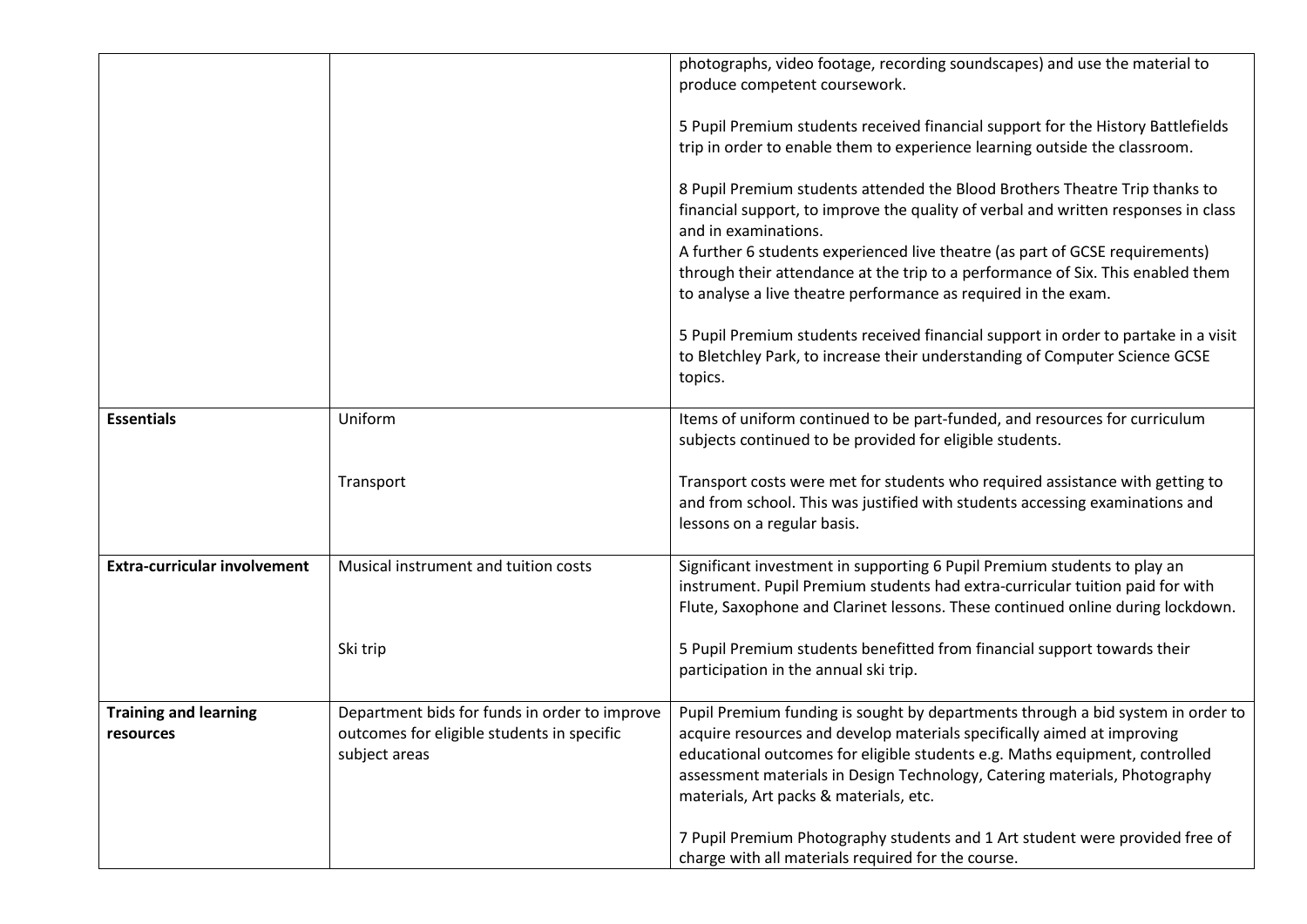| | | |
|---|---|---|
| | | photographs, video footage, recording soundscapes) and use the material to produce competent coursework.<br><br>5 Pupil Premium students received financial support for the History Battlefields trip in order to enable them to experience learning outside the classroom.<br><br>8 Pupil Premium students attended the Blood Brothers Theatre Trip thanks to financial support, to improve the quality of verbal and written responses in class and in examinations.<br>A further 6 students experienced live theatre (as part of GCSE requirements) through their attendance at the trip to a performance of Six. This enabled them to analyse a live theatre performance as required in the exam.<br><br>5 Pupil Premium students received financial support in order to partake in a visit to Bletchley Park, to increase their understanding of Computer Science GCSE topics. |
| **Essentials** | Uniform | Items of uniform continued to be part-funded, and resources for curriculum subjects continued to be provided for eligible students. |
| | Transport | Transport costs were met for students who required assistance with getting to and from school. This was justified with students accessing examinations and lessons on a regular basis. |
| **Extra-curricular involvement** | Musical instrument and tuition costs | Significant investment in supporting 6 Pupil Premium students to play an instrument. Pupil Premium students had extra-curricular tuition paid for with Flute, Saxophone and Clarinet lessons. These continued online during lockdown. |
| | Ski trip | 5 Pupil Premium students benefitted from financial support towards their participation in the annual ski trip. |
| **Training and learning resources** | Department bids for funds in order to improve outcomes for eligible students in specific subject areas | Pupil Premium funding is sought by departments through a bid system in order to acquire resources and develop materials specifically aimed at improving educational outcomes for eligible students e.g. Maths equipment, controlled assessment materials in Design Technology, Catering materials, Photography materials, Art packs & materials, etc.<br><br>7 Pupil Premium Photography students and 1 Art student were provided free of charge with all materials required for the course. |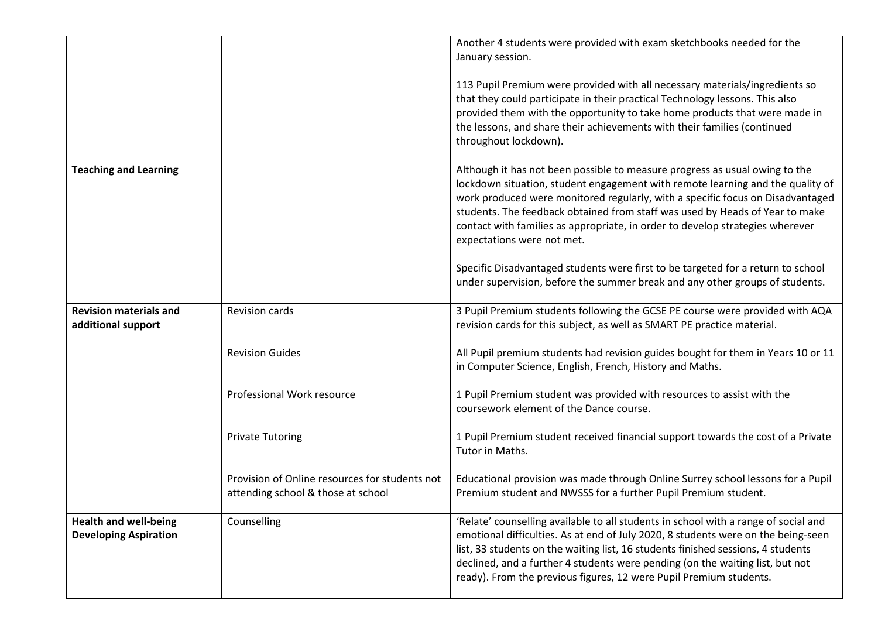| | | |
|---|---|---|
| | | Another 4 students were provided with exam sketchbooks needed for the January session.<br><br>113 Pupil Premium were provided with all necessary materials/ingredients so that they could participate in their practical Technology lessons. This also provided them with the opportunity to take home products that were made in the lessons, and share their achievements with their families (continued throughout lockdown). |
| **Teaching and Learning** | | Although it has not been possible to measure progress as usual owing to the lockdown situation, student engagement with remote learning and the quality of work produced were monitored regularly, with a specific focus on Disadvantaged students. The feedback obtained from staff was used by Heads of Year to make contact with families as appropriate, in order to develop strategies wherever expectations were not met.<br><br>Specific Disadvantaged students were first to be targeted for a return to school under supervision, before the summer break and any other groups of students. |
| **Revision materials and additional support** | Revision cards | 3 Pupil Premium students following the GCSE PE course were provided with AQA revision cards for this subject, as well as SMART PE practice material. |
| | Revision Guides | All Pupil premium students had revision guides bought for them in Years 10 or 11 in Computer Science, English, French, History and Maths. |
| | Professional Work resource | 1 Pupil Premium student was provided with resources to assist with the coursework element of the Dance course. |
| | Private Tutoring | 1 Pupil Premium student received financial support towards the cost of a Private Tutor in Maths. |
| | Provision of Online resources for students not attending school & those at school | Educational provision was made through Online Surrey school lessons for a Pupil Premium student and NWSSS for a further Pupil Premium student. |
| **Health and well-being Developing Aspiration** | Counselling | 'Relate' counselling available to all students in school with a range of social and emotional difficulties. As at end of July 2020, 8 students were on the being-seen list, 33 students on the waiting list, 16 students finished sessions, 4 students declined, and a further 4 students were pending (on the waiting list, but not ready). From the previous figures, 12 were Pupil Premium students. |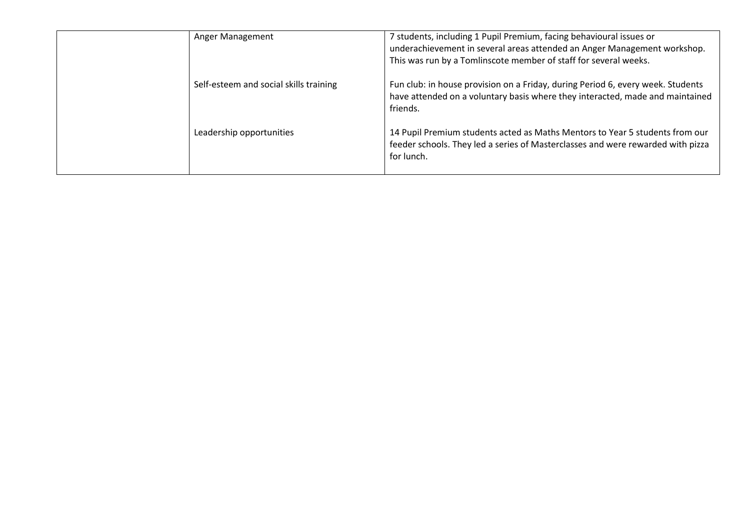| | | |
|---|---|---|
| | Anger Management | 7 students, including 1 Pupil Premium, facing behavioural issues or underachievement in several areas attended an Anger Management workshop. This was run by a Tomlinscote member of staff for several weeks. |
| | Self-esteem and social skills training | Fun club: in house provision on a Friday, during Period 6, every week. Students have attended on a voluntary basis where they interacted, made and maintained friends. |
| | Leadership opportunities | 14 Pupil Premium students acted as Maths Mentors to Year 5 students from our feeder schools. They led a series of Masterclasses and were rewarded with pizza for lunch. |